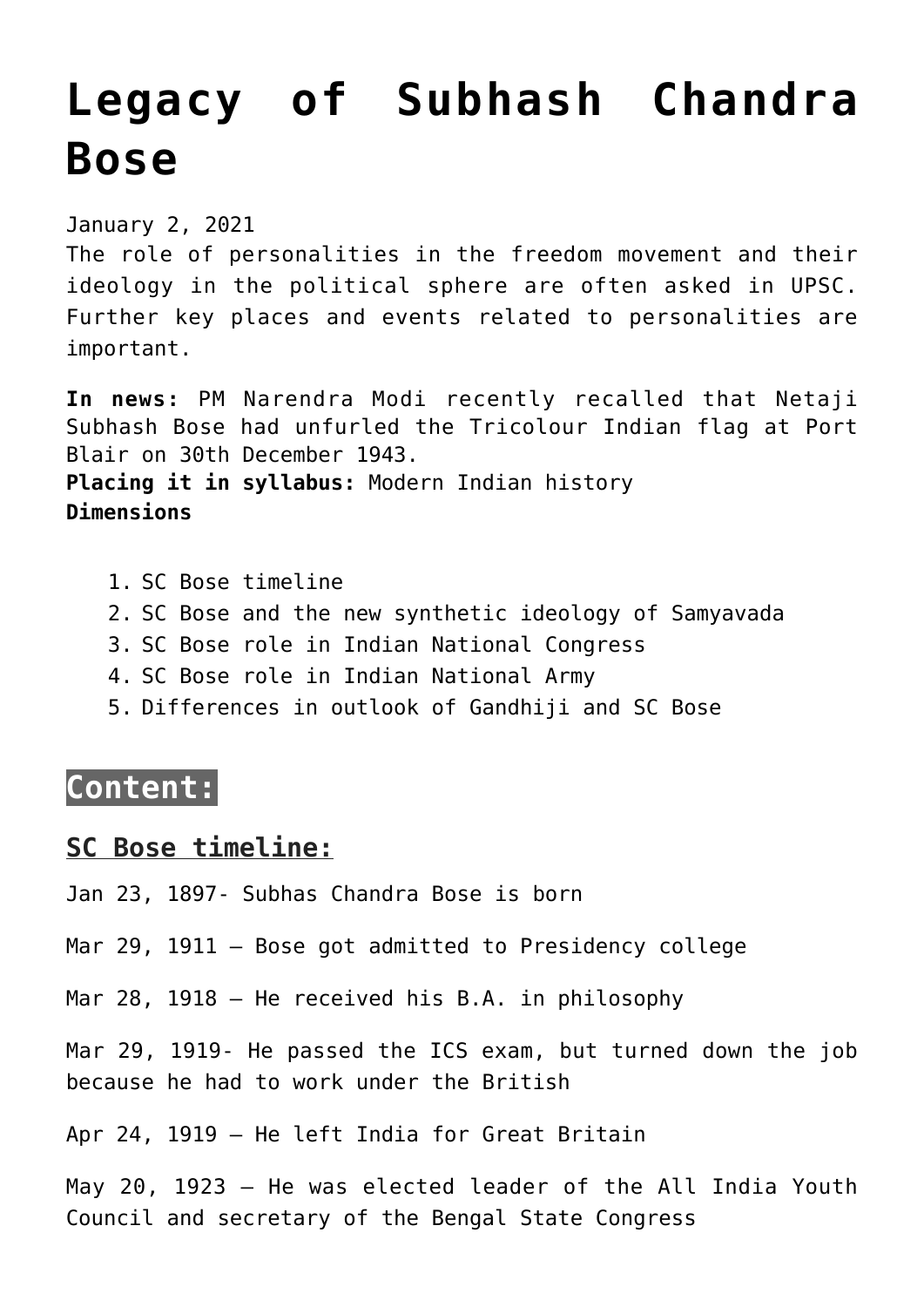# Legacy of Subhash Chandra Bose

January 2, 2021

The role of personalities in the freedom movement and their ideology in the political sphere are often asked in UPSC. Further key places and events related to personalities are important.

**In news:** PM Narendra Modi recently recalled that Netaji Subhash Bose had unfurled the Tricolour Indian flag at Port Blair on 30th December 1943.

**Placing it in syllabus:** Modern Indian history

**Dimensions**

1. SC Bose timeline
2. SC Bose and the new synthetic ideology of Samyavada
3. SC Bose role in Indian National Congress
4. SC Bose role in Indian National Army
5. Differences in outlook of Gandhiji and SC Bose

## Content:

### SC Bose timeline:

Jan 23, 1897- Subhas Chandra Bose is born

Mar 29, 1911 – Bose got admitted to Presidency college

Mar 28, 1918 – He received his B.A. in philosophy

Mar 29, 1919- He passed the ICS exam, but turned down the job because he had to work under the British

Apr 24, 1919 – He left India for Great Britain

May 20, 1923 – He was elected leader of the All India Youth Council and secretary of the Bengal State Congress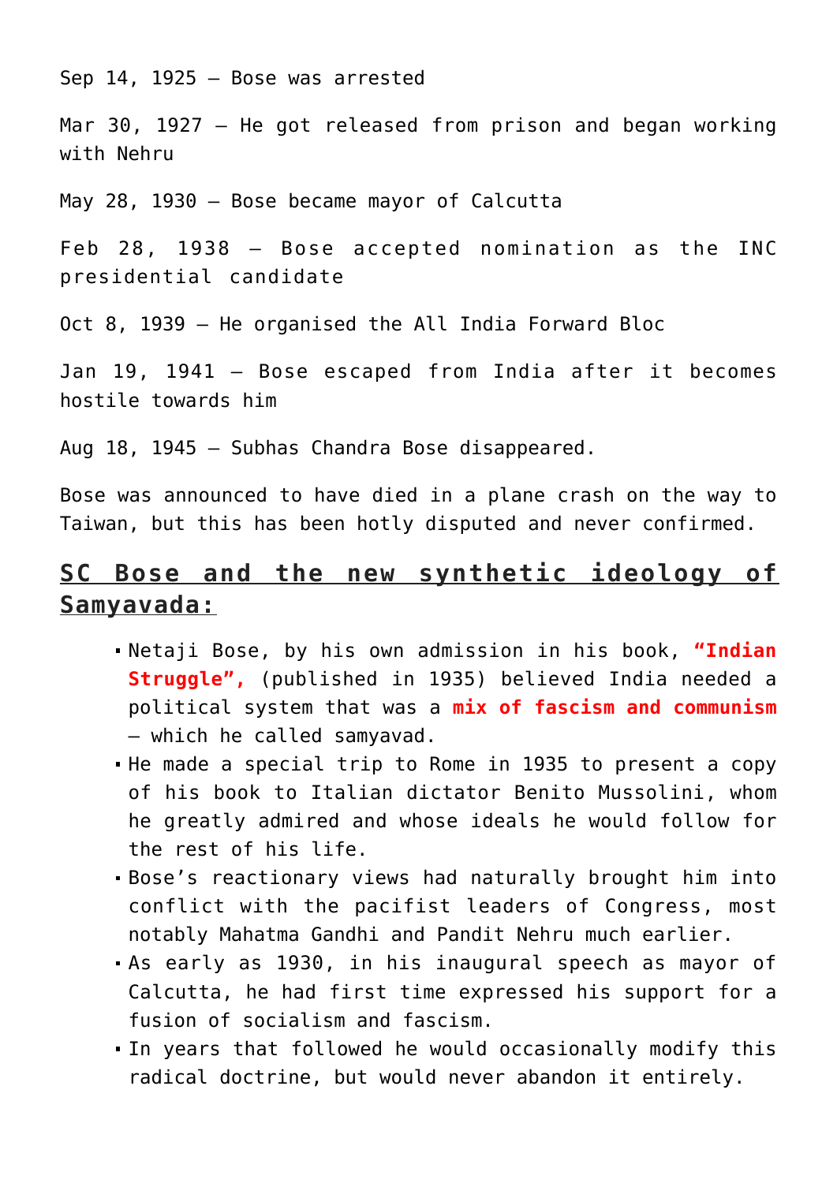Sep 14, 1925 – Bose was arrested

Mar 30, 1927 – He got released from prison and began working with Nehru

May 28, 1930 – Bose became mayor of Calcutta

Feb 28, 1938 – Bose accepted nomination as the INC presidential candidate

Oct 8, 1939 – He organised the All India Forward Bloc

Jan 19, 1941 – Bose escaped from India after it becomes hostile towards him

Aug 18, 1945 – Subhas Chandra Bose disappeared.

Bose was announced to have died in a plane crash on the way to Taiwan, but this has been hotly disputed and never confirmed.

## SC Bose and the new synthetic ideology of Samyavada:

- Netaji Bose, by his own admission in his book, **"Indian Struggle",** (published in 1935) believed India needed a political system that was a **mix of fascism and communism** – which he called samyavad.
- He made a special trip to Rome in 1935 to present a copy of his book to Italian dictator Benito Mussolini, whom he greatly admired and whose ideals he would follow for the rest of his life.
- Bose's reactionary views had naturally brought him into conflict with the pacifist leaders of Congress, most notably Mahatma Gandhi and Pandit Nehru much earlier.
- As early as 1930, in his inaugural speech as mayor of Calcutta, he had first time expressed his support for a fusion of socialism and fascism.
- In years that followed he would occasionally modify this radical doctrine, but would never abandon it entirely.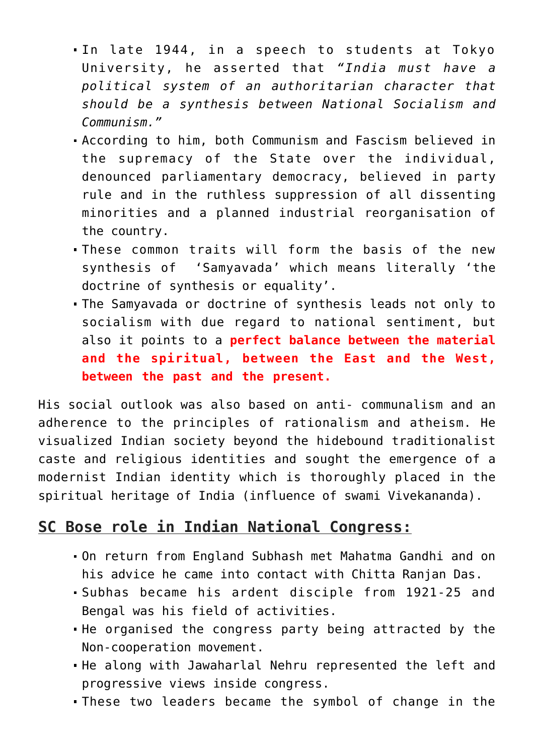- In late 1944, in a speech to students at Tokyo University, he asserted that *"India must have a political system of an authoritarian character that should be a synthesis between National Socialism and Communism."*
- According to him, both Communism and Fascism believed in the supremacy of the State over the individual, denounced parliamentary democracy, believed in party rule and in the ruthless suppression of all dissenting minorities and a planned industrial reorganisation of the country.
- These common traits will form the basis of the new synthesis of 'Samyavada' which means literally 'the doctrine of synthesis or equality'.
- The Samyavada or doctrine of synthesis leads not only to socialism with due regard to national sentiment, but also it points to a **perfect balance between the material and the spiritual, between the East and the West, between the past and the present.**

His social outlook was also based on anti- communalism and an adherence to the principles of rationalism and atheism. He visualized Indian society beyond the hidebound traditionalist caste and religious identities and sought the emergence of a modernist Indian identity which is thoroughly placed in the spiritual heritage of India (influence of swami Vivekananda).

## SC Bose role in Indian National Congress:

- On return from England Subhash met Mahatma Gandhi and on his advice he came into contact with Chitta Ranjan Das.
- Subhas became his ardent disciple from 1921-25 and Bengal was his field of activities.
- He organised the congress party being attracted by the Non-cooperation movement.
- He along with Jawaharlal Nehru represented the left and progressive views inside congress.
- These two leaders became the symbol of change in the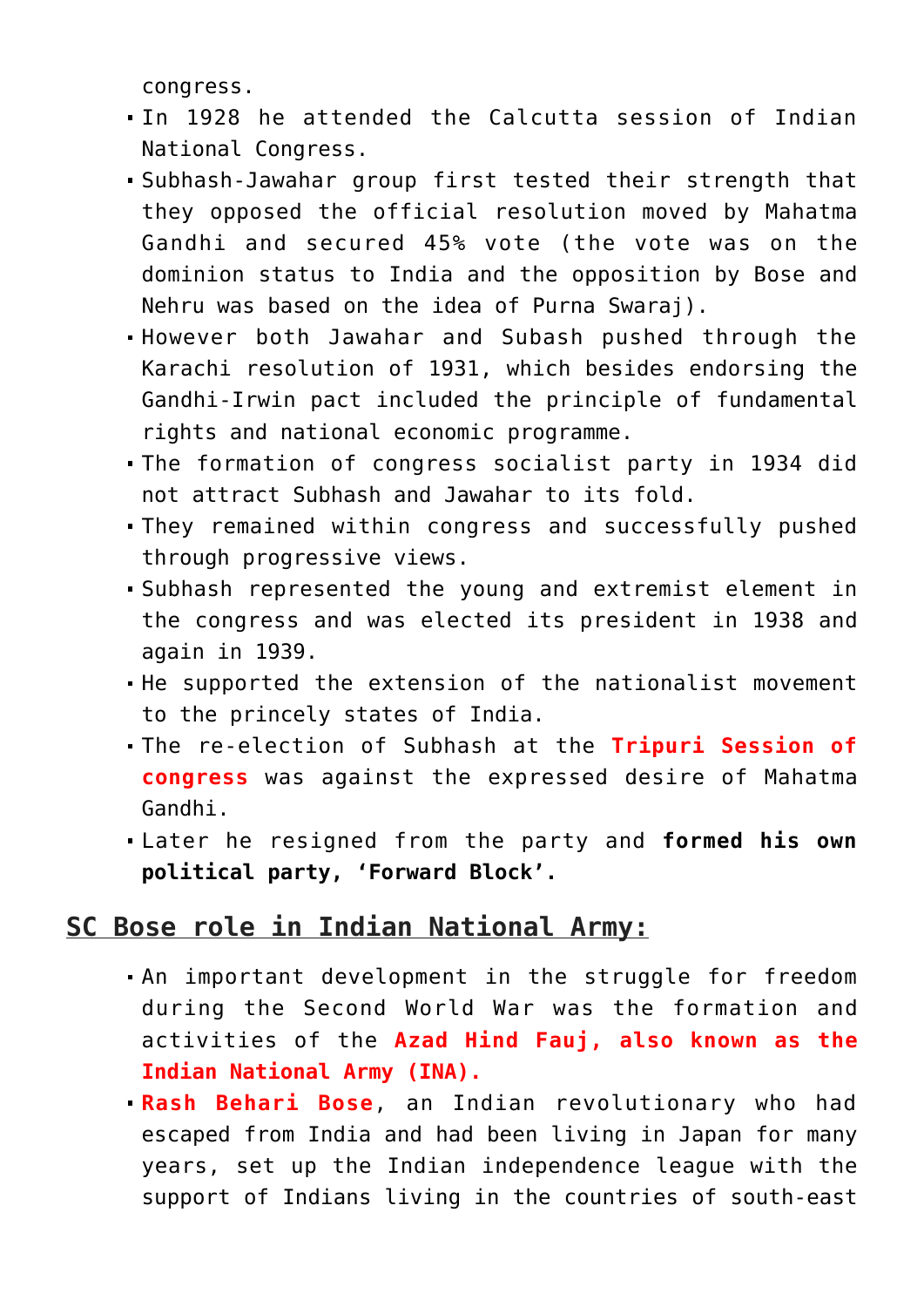congress.

- In 1928 he attended the Calcutta session of Indian National Congress.
- Subhash-Jawahar group first tested their strength that they opposed the official resolution moved by Mahatma Gandhi and secured 45% vote (the vote was on the dominion status to India and the opposition by Bose and Nehru was based on the idea of Purna Swaraj).
- However both Jawahar and Subash pushed through the Karachi resolution of 1931, which besides endorsing the Gandhi-Irwin pact included the principle of fundamental rights and national economic programme.
- The formation of congress socialist party in 1934 did not attract Subhash and Jawahar to its fold.
- They remained within congress and successfully pushed through progressive views.
- Subhash represented the young and extremist element in the congress and was elected its president in 1938 and again in 1939.
- He supported the extension of the nationalist movement to the princely states of India.
- The re-election of Subhash at the **Tripuri Session of congress** was against the expressed desire of Mahatma Gandhi.
- Later he resigned from the party and **formed his own political party, 'Forward Block'.**

## SC Bose role in Indian National Army:

- An important development in the struggle for freedom during the Second World War was the formation and activities of the **Azad Hind Fauj, also known as the Indian National Army (INA).**
- **Rash Behari Bose**, an Indian revolutionary who had escaped from India and had been living in Japan for many years, set up the Indian independence league with the support of Indians living in the countries of south-east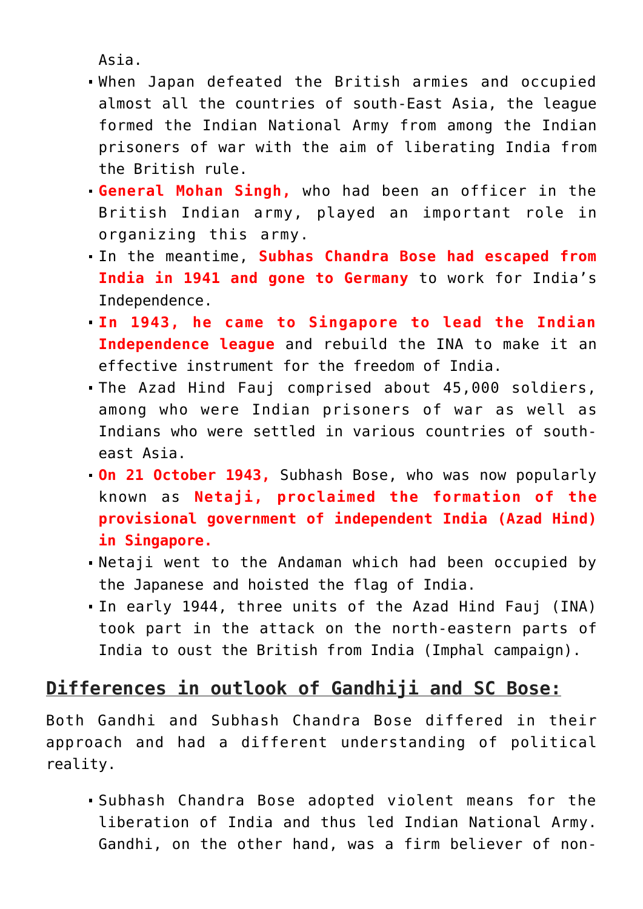Asia.

- When Japan defeated the British armies and occupied almost all the countries of south-East Asia, the league formed the Indian National Army from among the Indian prisoners of war with the aim of liberating India from the British rule.
- **General Mohan Singh,** who had been an officer in the British Indian army, played an important role in organizing this army.
- In the meantime, **Subhas Chandra Bose had escaped from India in 1941 and gone to Germany** to work for India's Independence.
- **In 1943, he came to Singapore to lead the Indian Independence league** and rebuild the INA to make it an effective instrument for the freedom of India.
- The Azad Hind Fauj comprised about 45,000 soldiers, among who were Indian prisoners of war as well as Indians who were settled in various countries of south-east Asia.
- **On 21 October 1943,** Subhash Bose, who was now popularly known as **Netaji, proclaimed the formation of the provisional government of independent India (Azad Hind) in Singapore.**
- Netaji went to the Andaman which had been occupied by the Japanese and hoisted the flag of India.
- In early 1944, three units of the Azad Hind Fauj (INA) took part in the attack on the north-eastern parts of India to oust the British from India (Imphal campaign).

## Differences in outlook of Gandhiji and SC Bose:

Both Gandhi and Subhash Chandra Bose differed in their approach and had a different understanding of political reality.

- Subhash Chandra Bose adopted violent means for the liberation of India and thus led Indian National Army. Gandhi, on the other hand, was a firm believer of non-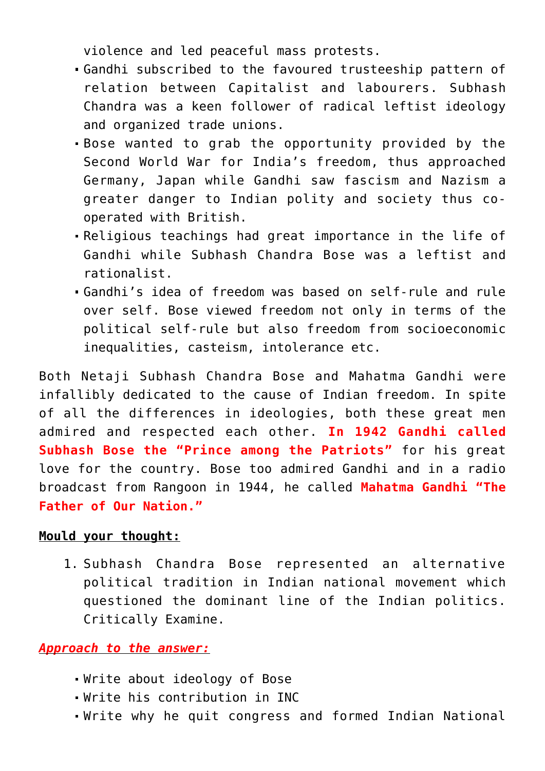violence and led peaceful mass protests.

- Gandhi subscribed to the favoured trusteeship pattern of relation between Capitalist and labourers. Subhash Chandra was a keen follower of radical leftist ideology and organized trade unions.
- Bose wanted to grab the opportunity provided by the Second World War for India's freedom, thus approached Germany, Japan while Gandhi saw fascism and Nazism a greater danger to Indian polity and society thus co-operated with British.
- Religious teachings had great importance in the life of Gandhi while Subhash Chandra Bose was a leftist and rationalist.
- Gandhi's idea of freedom was based on self-rule and rule over self. Bose viewed freedom not only in terms of the political self-rule but also freedom from socioeconomic inequalities, casteism, intolerance etc.

Both Netaji Subhash Chandra Bose and Mahatma Gandhi were infallibly dedicated to the cause of Indian freedom. In spite of all the differences in ideologies, both these great men admired and respected each other. **In 1942 Gandhi called Subhash Bose the "Prince among the Patriots"** for his great love for the country. Bose too admired Gandhi and in a radio broadcast from Rangoon in 1944, he called **Mahatma Gandhi "The Father of Our Nation."**

**Mould your thought:**

1. Subhash Chandra Bose represented an alternative political tradition in Indian national movement which questioned the dominant line of the Indian politics. Critically Examine.

***Approach to the answer:***

- Write about ideology of Bose
- Write his contribution in INC
- Write why he quit congress and formed Indian National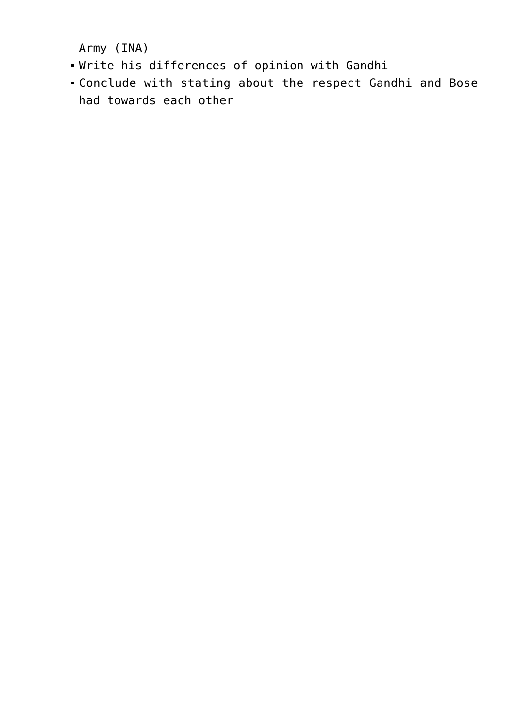Army (INA)
- Write his differences of opinion with Gandhi
- Conclude with stating about the respect Gandhi and Bose had towards each other